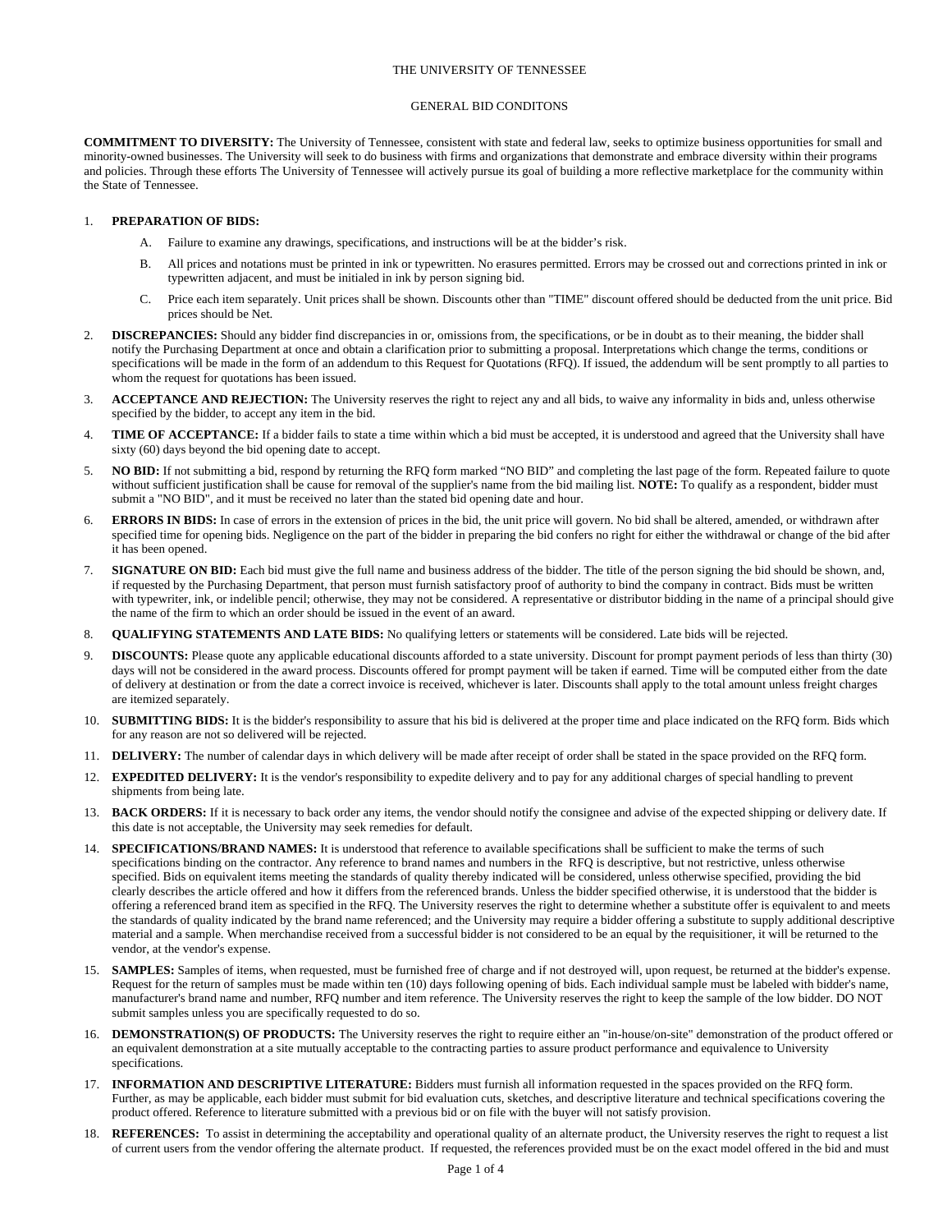# THE UNIVERSITY OF TENNESSEE

## GENERAL BID CONDITONS

**COMMITMENT TO DIVERSITY:** The University of Tennessee, consistent with state and federal law, seeks to optimize business opportunities for small and minority-owned businesses. The University will seek to do business with firms and organizations that demonstrate and embrace diversity within their programs and policies. Through these efforts The University of Tennessee will actively pursue its goal of building a more reflective marketplace for the community within the State of Tennessee.

1. **PREPARATION OF BIDS:**
   - A. Failure to examine any drawings, specifications, and instructions will be at the bidder's risk.
   - B. All prices and notations must be printed in ink or typewritten. No erasures permitted. Errors may be crossed out and corrections printed in ink or typewritten adjacent, and must be initialed in ink by person signing bid.
   - C. Price each item separately. Unit prices shall be shown. Discounts other than "TIME" discount offered should be deducted from the unit price. Bid prices should be Net.
2. **DISCREPANCIES:** Should any bidder find discrepancies in or, omissions from, the specifications, or be in doubt as to their meaning, the bidder shall notify the Purchasing Department at once and obtain a clarification prior to submitting a proposal. Interpretations which change the terms, conditions or specifications will be made in the form of an addendum to this Request for Quotations (RFQ). If issued, the addendum will be sent promptly to all parties to whom the request for quotations has been issued.
3. **ACCEPTANCE AND REJECTION:** The University reserves the right to reject any and all bids, to waive any informality in bids and, unless otherwise specified by the bidder, to accept any item in the bid.
4. **TIME OF ACCEPTANCE:** If a bidder fails to state a time within which a bid must be accepted, it is understood and agreed that the University shall have sixty (60) days beyond the bid opening date to accept.
5. **NO BID:** If not submitting a bid, respond by returning the RFQ form marked "NO BID" and completing the last page of the form. Repeated failure to quote without sufficient justification shall be cause for removal of the supplier's name from the bid mailing list. **NOTE:** To qualify as a respondent, bidder must submit a "NO BID", and it must be received no later than the stated bid opening date and hour.
6. **ERRORS IN BIDS:** In case of errors in the extension of prices in the bid, the unit price will govern. No bid shall be altered, amended, or withdrawn after specified time for opening bids. Negligence on the part of the bidder in preparing the bid confers no right for either the withdrawal or change of the bid after it has been opened.
7. **SIGNATURE ON BID:** Each bid must give the full name and business address of the bidder. The title of the person signing the bid should be shown, and, if requested by the Purchasing Department, that person must furnish satisfactory proof of authority to bind the company in contract. Bids must be written with typewriter, ink, or indelible pencil; otherwise, they may not be considered. A representative or distributor bidding in the name of a principal should give the name of the firm to which an order should be issued in the event of an award.
8. **QUALIFYING STATEMENTS AND LATE BIDS:** No qualifying letters or statements will be considered. Late bids will be rejected.
9. **DISCOUNTS:** Please quote any applicable educational discounts afforded to a state university. Discount for prompt payment periods of less than thirty (30) days will not be considered in the award process. Discounts offered for prompt payment will be taken if earned. Time will be computed either from the date of delivery at destination or from the date a correct invoice is received, whichever is later. Discounts shall apply to the total amount unless freight charges are itemized separately.
10. **SUBMITTING BIDS:** It is the bidder's responsibility to assure that his bid is delivered at the proper time and place indicated on the RFQ form. Bids which for any reason are not so delivered will be rejected.
11. **DELIVERY:** The number of calendar days in which delivery will be made after receipt of order shall be stated in the space provided on the RFQ form.
12. **EXPEDITED DELIVERY:** It is the vendor's responsibility to expedite delivery and to pay for any additional charges of special handling to prevent shipments from being late.
13. **BACK ORDERS:** If it is necessary to back order any items, the vendor should notify the consignee and advise of the expected shipping or delivery date. If this date is not acceptable, the University may seek remedies for default.
14. **SPECIFICATIONS/BRAND NAMES:** It is understood that reference to available specifications shall be sufficient to make the terms of such specifications binding on the contractor. Any reference to brand names and numbers in the RFQ is descriptive, but not restrictive, unless otherwise specified. Bids on equivalent items meeting the standards of quality thereby indicated will be considered, unless otherwise specified, providing the bid clearly describes the article offered and how it differs from the referenced brands. Unless the bidder specified otherwise, it is understood that the bidder is offering a referenced brand item as specified in the RFQ. The University reserves the right to determine whether a substitute offer is equivalent to and meets the standards of quality indicated by the brand name referenced; and the University may require a bidder offering a substitute to supply additional descriptive material and a sample. When merchandise received from a successful bidder is not considered to be an equal by the requisitioner, it will be returned to the vendor, at the vendor's expense.
15. **SAMPLES:** Samples of items, when requested, must be furnished free of charge and if not destroyed will, upon request, be returned at the bidder's expense. Request for the return of samples must be made within ten (10) days following opening of bids. Each individual sample must be labeled with bidder's name, manufacturer's brand name and number, RFQ number and item reference. The University reserves the right to keep the sample of the low bidder. DO NOT submit samples unless you are specifically requested to do so.
16. **DEMONSTRATION(S) OF PRODUCTS:** The University reserves the right to require either an "in-house/on-site" demonstration of the product offered or an equivalent demonstration at a site mutually acceptable to the contracting parties to assure product performance and equivalence to University specifications.
17. **INFORMATION AND DESCRIPTIVE LITERATURE:** Bidders must furnish all information requested in the spaces provided on the RFQ form. Further, as may be applicable, each bidder must submit for bid evaluation cuts, sketches, and descriptive literature and technical specifications covering the product offered. Reference to literature submitted with a previous bid or on file with the buyer will not satisfy provision.
18. **REFERENCES:** To assist in determining the acceptability and operational quality of an alternate product, the University reserves the right to request a list of current users from the vendor offering the alternate product. If requested, the references provided must be on the exact model offered in the bid and must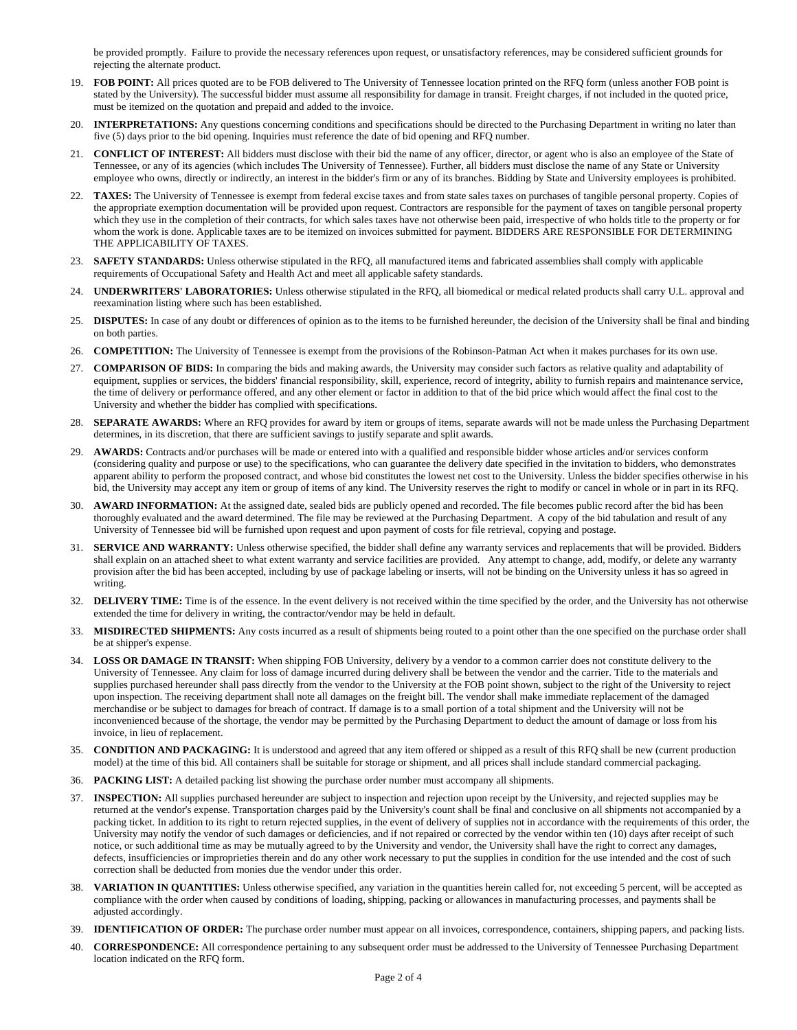be provided promptly. Failure to provide the necessary references upon request, or unsatisfactory references, may be considered sufficient grounds for rejecting the alternate product.

19. **FOB POINT:** All prices quoted are to be FOB delivered to The University of Tennessee location printed on the RFQ form (unless another FOB point is stated by the University). The successful bidder must assume all responsibility for damage in transit. Freight charges, if not included in the quoted price, must be itemized on the quotation and prepaid and added to the invoice.

20. **INTERPRETATIONS:** Any questions concerning conditions and specifications should be directed to the Purchasing Department in writing no later than five (5) days prior to the bid opening. Inquiries must reference the date of bid opening and RFQ number.

21. **CONFLICT OF INTEREST:** All bidders must disclose with their bid the name of any officer, director, or agent who is also an employee of the State of Tennessee, or any of its agencies (which includes The University of Tennessee). Further, all bidders must disclose the name of any State or University employee who owns, directly or indirectly, an interest in the bidder's firm or any of its branches. Bidding by State and University employees is prohibited.

22. **TAXES:** The University of Tennessee is exempt from federal excise taxes and from state sales taxes on purchases of tangible personal property. Copies of the appropriate exemption documentation will be provided upon request. Contractors are responsible for the payment of taxes on tangible personal property which they use in the completion of their contracts, for which sales taxes have not otherwise been paid, irrespective of who holds title to the property or for whom the work is done. Applicable taxes are to be itemized on invoices submitted for payment. BIDDERS ARE RESPONSIBLE FOR DETERMINING THE APPLICABILITY OF TAXES.

23. **SAFETY STANDARDS:** Unless otherwise stipulated in the RFQ, all manufactured items and fabricated assemblies shall comply with applicable requirements of Occupational Safety and Health Act and meet all applicable safety standards.

24. **UNDERWRITERS' LABORATORIES:** Unless otherwise stipulated in the RFQ, all biomedical or medical related products shall carry U.L. approval and reexamination listing where such has been established.

25. **DISPUTES:** In case of any doubt or differences of opinion as to the items to be furnished hereunder, the decision of the University shall be final and binding on both parties.

26. **COMPETITION:** The University of Tennessee is exempt from the provisions of the Robinson-Patman Act when it makes purchases for its own use.

27. **COMPARISON OF BIDS:** In comparing the bids and making awards, the University may consider such factors as relative quality and adaptability of equipment, supplies or services, the bidders' financial responsibility, skill, experience, record of integrity, ability to furnish repairs and maintenance service, the time of delivery or performance offered, and any other element or factor in addition to that of the bid price which would affect the final cost to the University and whether the bidder has complied with specifications.

28. **SEPARATE AWARDS:** Where an RFQ provides for award by item or groups of items, separate awards will not be made unless the Purchasing Department determines, in its discretion, that there are sufficient savings to justify separate and split awards.

29. **AWARDS:** Contracts and/or purchases will be made or entered into with a qualified and responsible bidder whose articles and/or services conform (considering quality and purpose or use) to the specifications, who can guarantee the delivery date specified in the invitation to bidders, who demonstrates apparent ability to perform the proposed contract, and whose bid constitutes the lowest net cost to the University. Unless the bidder specifies otherwise in his bid, the University may accept any item or group of items of any kind. The University reserves the right to modify or cancel in whole or in part in its RFQ.

30. **AWARD INFORMATION:** At the assigned date, sealed bids are publicly opened and recorded. The file becomes public record after the bid has been thoroughly evaluated and the award determined. The file may be reviewed at the Purchasing Department. A copy of the bid tabulation and result of any University of Tennessee bid will be furnished upon request and upon payment of costs for file retrieval, copying and postage.

31. **SERVICE AND WARRANTY:** Unless otherwise specified, the bidder shall define any warranty services and replacements that will be provided. Bidders shall explain on an attached sheet to what extent warranty and service facilities are provided. Any attempt to change, add, modify, or delete any warranty provision after the bid has been accepted, including by use of package labeling or inserts, will not be binding on the University unless it has so agreed in writing.

32. **DELIVERY TIME:** Time is of the essence. In the event delivery is not received within the time specified by the order, and the University has not otherwise extended the time for delivery in writing, the contractor/vendor may be held in default.

33. **MISDIRECTED SHIPMENTS:** Any costs incurred as a result of shipments being routed to a point other than the one specified on the purchase order shall be at shipper's expense.

34. **LOSS OR DAMAGE IN TRANSIT:** When shipping FOB University, delivery by a vendor to a common carrier does not constitute delivery to the University of Tennessee. Any claim for loss of damage incurred during delivery shall be between the vendor and the carrier. Title to the materials and supplies purchased hereunder shall pass directly from the vendor to the University at the FOB point shown, subject to the right of the University to reject upon inspection. The receiving department shall note all damages on the freight bill. The vendor shall make immediate replacement of the damaged merchandise or be subject to damages for breach of contract. If damage is to a small portion of a total shipment and the University will not be inconvenienced because of the shortage, the vendor may be permitted by the Purchasing Department to deduct the amount of damage or loss from his invoice, in lieu of replacement.

35. **CONDITION AND PACKAGING:** It is understood and agreed that any item offered or shipped as a result of this RFQ shall be new (current production model) at the time of this bid. All containers shall be suitable for storage or shipment, and all prices shall include standard commercial packaging.

36. **PACKING LIST:** A detailed packing list showing the purchase order number must accompany all shipments.

37. **INSPECTION:** All supplies purchased hereunder are subject to inspection and rejection upon receipt by the University, and rejected supplies may be returned at the vendor's expense. Transportation charges paid by the University's count shall be final and conclusive on all shipments not accompanied by a packing ticket. In addition to its right to return rejected supplies, in the event of delivery of supplies not in accordance with the requirements of this order, the University may notify the vendor of such damages or deficiencies, and if not repaired or corrected by the vendor within ten (10) days after receipt of such notice, or such additional time as may be mutually agreed to by the University and vendor, the University shall have the right to correct any damages, defects, insufficiencies or improprieties therein and do any other work necessary to put the supplies in condition for the use intended and the cost of such correction shall be deducted from monies due the vendor under this order.

38. **VARIATION IN QUANTITIES:** Unless otherwise specified, any variation in the quantities herein called for, not exceeding 5 percent, will be accepted as compliance with the order when caused by conditions of loading, shipping, packing or allowances in manufacturing processes, and payments shall be adjusted accordingly.

39. **IDENTIFICATION OF ORDER:** The purchase order number must appear on all invoices, correspondence, containers, shipping papers, and packing lists.

40. **CORRESPONDENCE:** All correspondence pertaining to any subsequent order must be addressed to the University of Tennessee Purchasing Department location indicated on the RFQ form.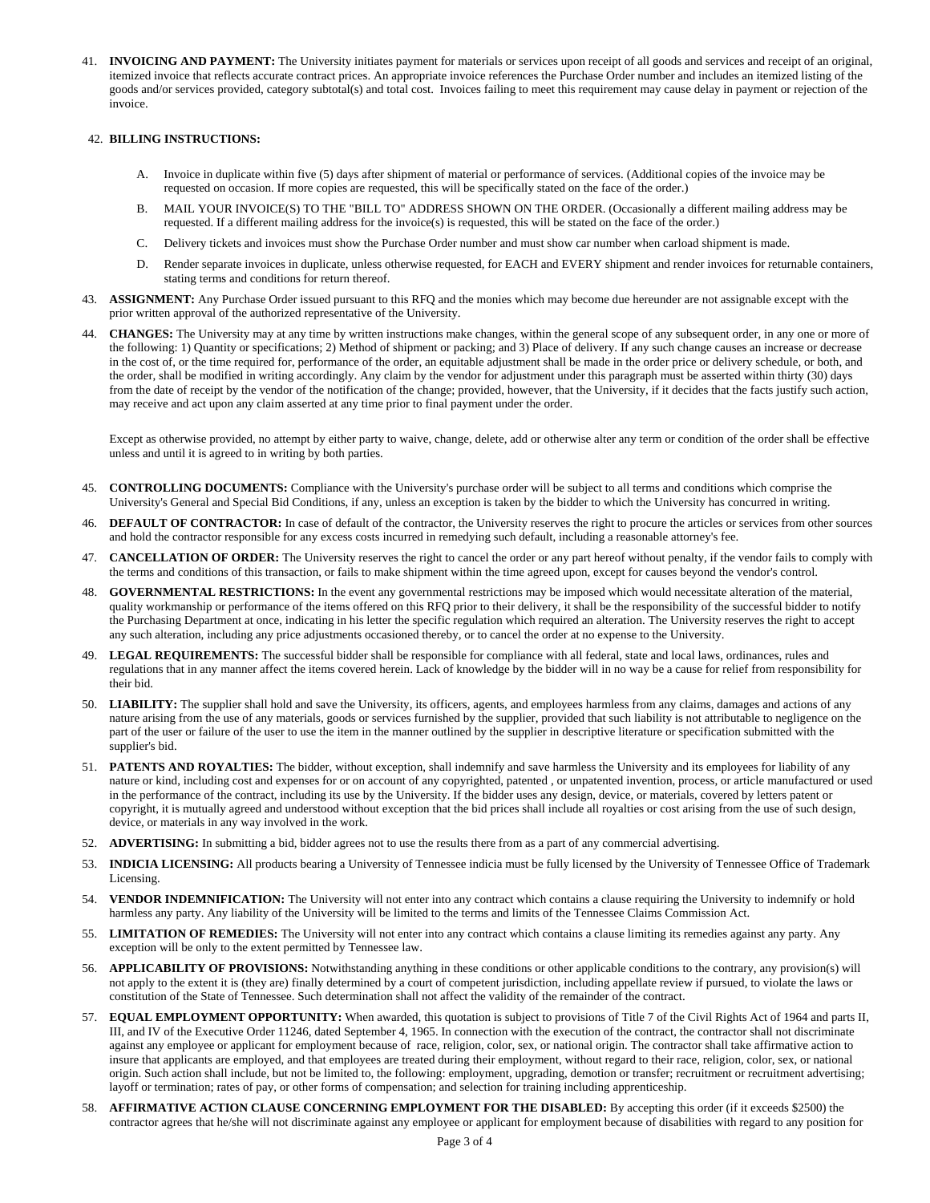41. **INVOICING AND PAYMENT:** The University initiates payment for materials or services upon receipt of all goods and services and receipt of an original, itemized invoice that reflects accurate contract prices. An appropriate invoice references the Purchase Order number and includes an itemized listing of the goods and/or services provided, category subtotal(s) and total cost. Invoices failing to meet this requirement may cause delay in payment or rejection of the invoice.

42. **BILLING INSTRUCTIONS:**

    A. Invoice in duplicate within five (5) days after shipment of material or performance of services. (Additional copies of the invoice may be requested on occasion. If more copies are requested, this will be specifically stated on the face of the order.)

    B. MAIL YOUR INVOICE(S) TO THE "BILL TO" ADDRESS SHOWN ON THE ORDER. (Occasionally a different mailing address may be requested. If a different mailing address for the invoice(s) is requested, this will be stated on the face of the order.)

    C. Delivery tickets and invoices must show the Purchase Order number and must show car number when carload shipment is made.

    D. Render separate invoices in duplicate, unless otherwise requested, for EACH and EVERY shipment and render invoices for returnable containers, stating terms and conditions for return thereof.

43. **ASSIGNMENT:** Any Purchase Order issued pursuant to this RFQ and the monies which may become due hereunder are not assignable except with the prior written approval of the authorized representative of the University.

44. **CHANGES:** The University may at any time by written instructions make changes, within the general scope of any subsequent order, in any one or more of the following: 1) Quantity or specifications; 2) Method of shipment or packing; and 3) Place of delivery. If any such change causes an increase or decrease in the cost of, or the time required for, performance of the order, an equitable adjustment shall be made in the order price or delivery schedule, or both, and the order, shall be modified in writing accordingly. Any claim by the vendor for adjustment under this paragraph must be asserted within thirty (30) days from the date of receipt by the vendor of the notification of the change; provided, however, that the University, if it decides that the facts justify such action, may receive and act upon any claim asserted at any time prior to final payment under the order.

    Except as otherwise provided, no attempt by either party to waive, change, delete, add or otherwise alter any term or condition of the order shall be effective unless and until it is agreed to in writing by both parties.

45. **CONTROLLING DOCUMENTS:** Compliance with the University's purchase order will be subject to all terms and conditions which comprise the University's General and Special Bid Conditions, if any, unless an exception is taken by the bidder to which the University has concurred in writing.

46. **DEFAULT OF CONTRACTOR:** In case of default of the contractor, the University reserves the right to procure the articles or services from other sources and hold the contractor responsible for any excess costs incurred in remedying such default, including a reasonable attorney's fee.

47. **CANCELLATION OF ORDER:** The University reserves the right to cancel the order or any part hereof without penalty, if the vendor fails to comply with the terms and conditions of this transaction, or fails to make shipment within the time agreed upon, except for causes beyond the vendor's control.

48. **GOVERNMENTAL RESTRICTIONS:** In the event any governmental restrictions may be imposed which would necessitate alteration of the material, quality workmanship or performance of the items offered on this RFQ prior to their delivery, it shall be the responsibility of the successful bidder to notify the Purchasing Department at once, indicating in his letter the specific regulation which required an alteration. The University reserves the right to accept any such alteration, including any price adjustments occasioned thereby, or to cancel the order at no expense to the University.

49. **LEGAL REQUIREMENTS:** The successful bidder shall be responsible for compliance with all federal, state and local laws, ordinances, rules and regulations that in any manner affect the items covered herein. Lack of knowledge by the bidder will in no way be a cause for relief from responsibility for their bid.

50. **LIABILITY:** The supplier shall hold and save the University, its officers, agents, and employees harmless from any claims, damages and actions of any nature arising from the use of any materials, goods or services furnished by the supplier, provided that such liability is not attributable to negligence on the part of the user or failure of the user to use the item in the manner outlined by the supplier in descriptive literature or specification submitted with the supplier's bid.

51. **PATENTS AND ROYALTIES:** The bidder, without exception, shall indemnify and save harmless the University and its employees for liability of any nature or kind, including cost and expenses for or on account of any copyrighted, patented , or unpatented invention, process, or article manufactured or used in the performance of the contract, including its use by the University. If the bidder uses any design, device, or materials, covered by letters patent or copyright, it is mutually agreed and understood without exception that the bid prices shall include all royalties or cost arising from the use of such design, device, or materials in any way involved in the work.

52. **ADVERTISING:** In submitting a bid, bidder agrees not to use the results there from as a part of any commercial advertising.

53. **INDICIA LICENSING:** All products bearing a University of Tennessee indicia must be fully licensed by the University of Tennessee Office of Trademark Licensing.

54. **VENDOR INDEMNIFICATION:** The University will not enter into any contract which contains a clause requiring the University to indemnify or hold harmless any party. Any liability of the University will be limited to the terms and limits of the Tennessee Claims Commission Act.

55. **LIMITATION OF REMEDIES:** The University will not enter into any contract which contains a clause limiting its remedies against any party. Any exception will be only to the extent permitted by Tennessee law.

56. **APPLICABILITY OF PROVISIONS:** Notwithstanding anything in these conditions or other applicable conditions to the contrary, any provision(s) will not apply to the extent it is (they are) finally determined by a court of competent jurisdiction, including appellate review if pursued, to violate the laws or constitution of the State of Tennessee. Such determination shall not affect the validity of the remainder of the contract.

57. **EQUAL EMPLOYMENT OPPORTUNITY:** When awarded, this quotation is subject to provisions of Title 7 of the Civil Rights Act of 1964 and parts II, III, and IV of the Executive Order 11246, dated September 4, 1965. In connection with the execution of the contract, the contractor shall not discriminate against any employee or applicant for employment because of race, religion, color, sex, or national origin. The contractor shall take affirmative action to insure that applicants are employed, and that employees are treated during their employment, without regard to their race, religion, color, sex, or national origin. Such action shall include, but not be limited to, the following: employment, upgrading, demotion or transfer; recruitment or recruitment advertising; layoff or termination; rates of pay, or other forms of compensation; and selection for training including apprenticeship.

58. **AFFIRMATIVE ACTION CLAUSE CONCERNING EMPLOYMENT FOR THE DISABLED:** By accepting this order (if it exceeds $2500) the contractor agrees that he/she will not discriminate against any employee or applicant for employment because of disabilities with regard to any position for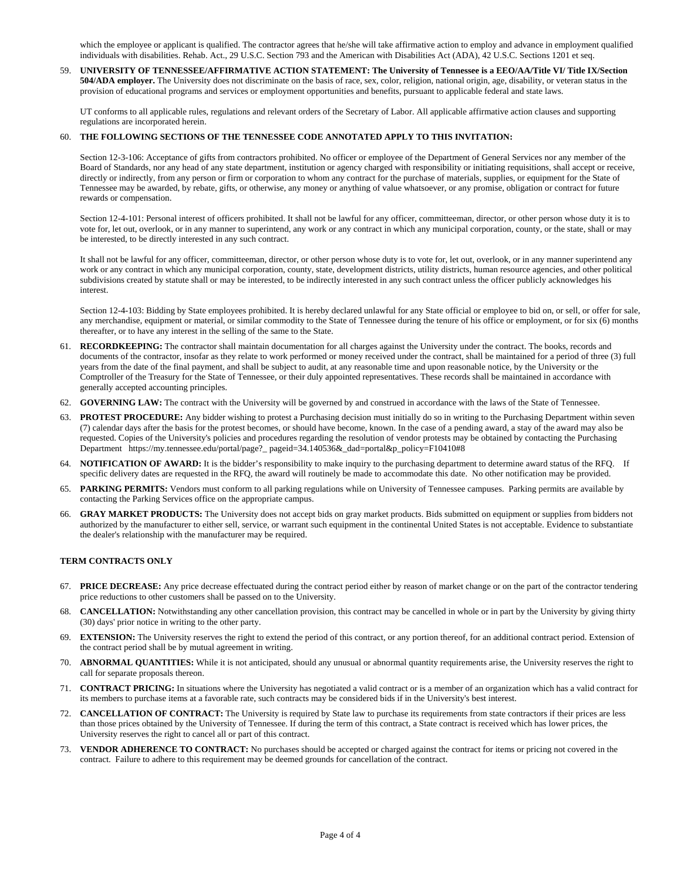which the employee or applicant is qualified. The contractor agrees that he/she will take affirmative action to employ and advance in employment qualified individuals with disabilities. Rehab. Act., 29 U.S.C. Section 793 and the American with Disabilities Act (ADA), 42 U.S.C. Sections 1201 et seq.

59. **UNIVERSITY OF TENNESSEE/AFFIRMATIVE ACTION STATEMENT: The University of Tennessee is a EEO/AA/Title VI/ Title IX/Section 504/ADA employer.** The University does not discriminate on the basis of race, sex, color, religion, national origin, age, disability, or veteran status in the provision of educational programs and services or employment opportunities and benefits, pursuant to applicable federal and state laws.

    UT conforms to all applicable rules, regulations and relevant orders of the Secretary of Labor. All applicable affirmative action clauses and supporting regulations are incorporated herein.

60. **THE FOLLOWING SECTIONS OF THE TENNESSEE CODE ANNOTATED APPLY TO THIS INVITATION:**

    Section 12-3-106: Acceptance of gifts from contractors prohibited. No officer or employee of the Department of General Services nor any member of the Board of Standards, nor any head of any state department, institution or agency charged with responsibility or initiating requisitions, shall accept or receive, directly or indirectly, from any person or firm or corporation to whom any contract for the purchase of materials, supplies, or equipment for the State of Tennessee may be awarded, by rebate, gifts, or otherwise, any money or anything of value whatsoever, or any promise, obligation or contract for future rewards or compensation.

    Section 12-4-101: Personal interest of officers prohibited. It shall not be lawful for any officer, committeeman, director, or other person whose duty it is to vote for, let out, overlook, or in any manner to superintend, any work or any contract in which any municipal corporation, county, or the state, shall or may be interested, to be directly interested in any such contract.

    It shall not be lawful for any officer, committeeman, director, or other person whose duty is to vote for, let out, overlook, or in any manner superintend any work or any contract in which any municipal corporation, county, state, development districts, utility districts, human resource agencies, and other political subdivisions created by statute shall or may be interested, to be indirectly interested in any such contract unless the officer publicly acknowledges his interest.

    Section 12-4-103: Bidding by State employees prohibited. It is hereby declared unlawful for any State official or employee to bid on, or sell, or offer for sale, any merchandise, equipment or material, or similar commodity to the State of Tennessee during the tenure of his office or employment, or for six (6) months thereafter, or to have any interest in the selling of the same to the State.

61. **RECORDKEEPING:** The contractor shall maintain documentation for all charges against the University under the contract. The books, records and documents of the contractor, insofar as they relate to work performed or money received under the contract, shall be maintained for a period of three (3) full years from the date of the final payment, and shall be subject to audit, at any reasonable time and upon reasonable notice, by the University or the Comptroller of the Treasury for the State of Tennessee, or their duly appointed representatives. These records shall be maintained in accordance with generally accepted accounting principles.

62. **GOVERNING LAW:** The contract with the University will be governed by and construed in accordance with the laws of the State of Tennessee.

63. **PROTEST PROCEDURE:** Any bidder wishing to protest a Purchasing decision must initially do so in writing to the Purchasing Department within seven (7) calendar days after the basis for the protest becomes, or should have become, known. In the case of a pending award, a stay of the award may also be requested. Copies of the University's policies and procedures regarding the resolution of vendor protests may be obtained by contacting the Purchasing Department https://my.tennessee.edu/portal/page?_ pageid=34.140536&_dad=portal&p_policy=F10410#8

64. **NOTIFICATION OF AWARD:** It is the bidder's responsibility to make inquiry to the purchasing department to determine award status of the RFQ. If specific delivery dates are requested in the RFQ, the award will routinely be made to accommodate this date. No other notification may be provided.

65. **PARKING PERMITS:** Vendors must conform to all parking regulations while on University of Tennessee campuses. Parking permits are available by contacting the Parking Services office on the appropriate campus.

66. **GRAY MARKET PRODUCTS:** The University does not accept bids on gray market products. Bids submitted on equipment or supplies from bidders not authorized by the manufacturer to either sell, service, or warrant such equipment in the continental United States is not acceptable. Evidence to substantiate the dealer's relationship with the manufacturer may be required.

**TERM CONTRACTS ONLY**

67. **PRICE DECREASE:** Any price decrease effectuated during the contract period either by reason of market change or on the part of the contractor tendering price reductions to other customers shall be passed on to the University.

68. **CANCELLATION:** Notwithstanding any other cancellation provision, this contract may be cancelled in whole or in part by the University by giving thirty (30) days' prior notice in writing to the other party.

69. **EXTENSION:** The University reserves the right to extend the period of this contract, or any portion thereof, for an additional contract period. Extension of the contract period shall be by mutual agreement in writing.

70. **ABNORMAL QUANTITIES:** While it is not anticipated, should any unusual or abnormal quantity requirements arise, the University reserves the right to call for separate proposals thereon.

71. **CONTRACT PRICING:** In situations where the University has negotiated a valid contract or is a member of an organization which has a valid contract for its members to purchase items at a favorable rate, such contracts may be considered bids if in the University's best interest.

72. **CANCELLATION OF CONTRACT:** The University is required by State law to purchase its requirements from state contractors if their prices are less than those prices obtained by the University of Tennessee. If during the term of this contract, a State contract is received which has lower prices, the University reserves the right to cancel all or part of this contract.

73. **VENDOR ADHERENCE TO CONTRACT:** No purchases should be accepted or charged against the contract for items or pricing not covered in the contract. Failure to adhere to this requirement may be deemed grounds for cancellation of the contract.